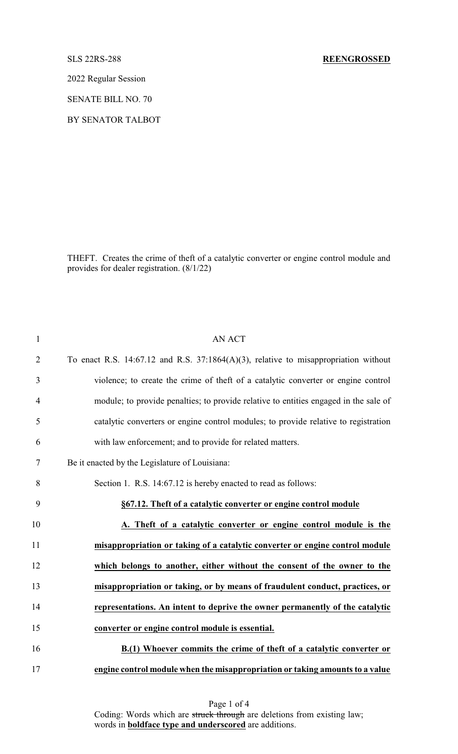SLS 22RS-288 **REENGROSSED**

2022 Regular Session

SENATE BILL NO. 70

BY SENATOR TALBOT

THEFT. Creates the crime of theft of a catalytic converter or engine control module and provides for dealer registration. (8/1/22)

AN ACT

To enact R.S. 14:67.12 and R.S. 37:1864(A)(3), relative to misappropriation without violence; to create the crime of theft of a catalytic converter or engine control module; to provide penalties; to provide relative to entities engaged in the sale of catalytic converters or engine control modules; to provide relative to registration with law enforcement; and to provide for related matters.

Be it enacted by the Legislature of Louisiana:

Section 1. R.S. 14:67.12 is hereby enacted to read as follows:

**§67.12. Theft of a catalytic converter or engine control module**

**A. Theft of a catalytic converter or engine control module is the misappropriation or taking of a catalytic converter or engine control module which belongs to another, either without the consent of the owner to the misappropriation or taking, or by means of fraudulent conduct, practices, or representations. An intent to deprive the owner permanently of the catalytic converter or engine control module is essential.**

**B.(1) Whoever commits the crime of theft of a catalytic converter or engine control module when the misappropriation or taking amounts to a value**

Coding: Words which are ~~struck through~~ are deletions from existing law; words in **boldface type and underscored** are additions.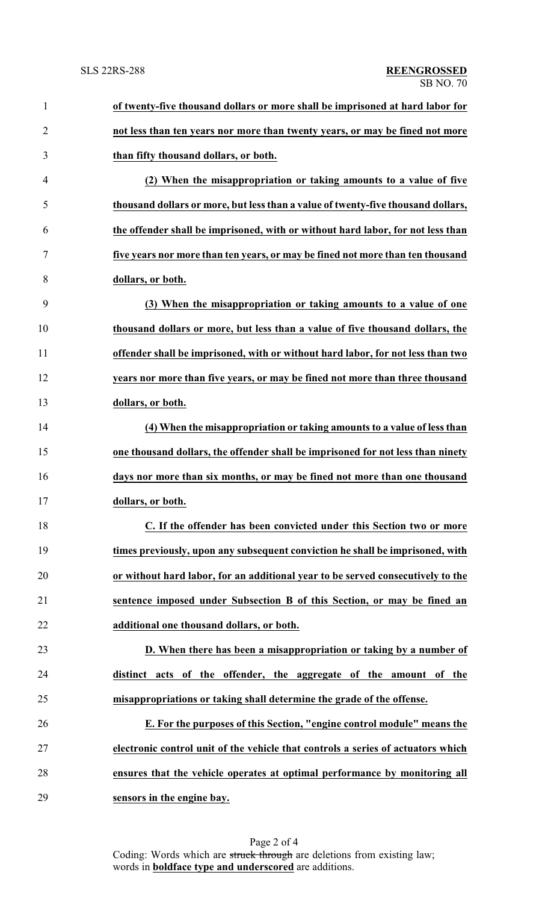**of twenty-five thousand dollars or more shall be imprisoned at hard labor for not less than ten years nor more than twenty years, or may be fined not more than fifty thousand dollars, or both.**

**(2) When the misappropriation or taking amounts to a value of five thousand dollars or more, but less than a value of twenty-five thousand dollars, the offender shall be imprisoned, with or without hard labor, for not less than five years nor more than ten years, or may be fined not more than ten thousand dollars, or both.**

**(3) When the misappropriation or taking amounts to a value of one thousand dollars or more, but less than a value of five thousand dollars, the offender shall be imprisoned, with or without hard labor, for not less than two years nor more than five years, or may be fined not more than three thousand dollars, or both.**

**(4) When the misappropriation or taking amounts to a value of less than one thousand dollars, the offender shall be imprisoned for not less than ninety days nor more than six months, or may be fined not more than one thousand dollars, or both.**

**C. If the offender has been convicted under this Section two or more times previously, upon any subsequent conviction he shall be imprisoned, with or without hard labor, for an additional year to be served consecutively to the sentence imposed under Subsection B of this Section, or may be fined an additional one thousand dollars, or both.**

**D. When there has been a misappropriation or taking by a number of distinct acts of the offender, the aggregate of the amount of the misappropriations or taking shall determine the grade of the offense.**

**E. For the purposes of this Section, "engine control module" means the electronic control unit of the vehicle that controls a series of actuators which ensures that the vehicle operates at optimal performance by monitoring all sensors in the engine bay.**

Coding: Words which are ~~struck through~~ are deletions from existing law; words in **boldface type and underscored** are additions.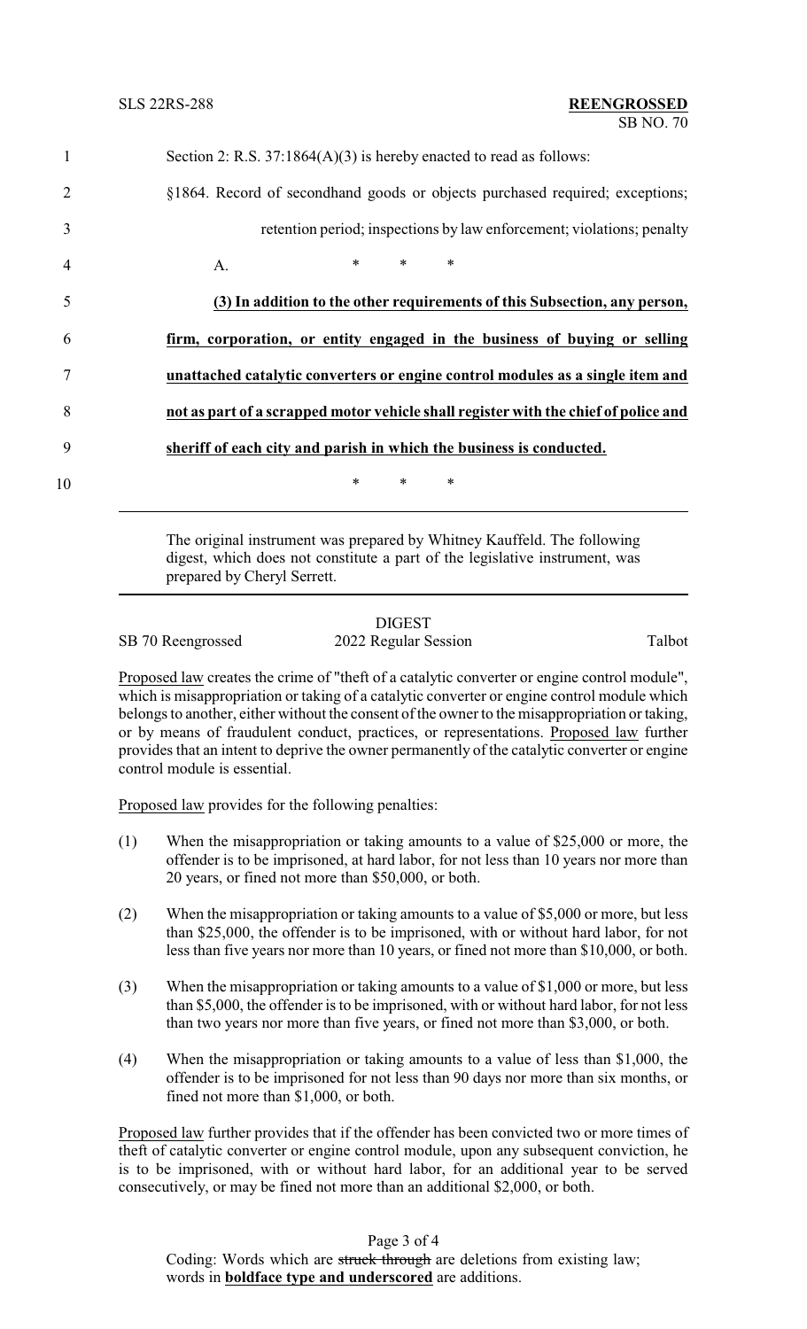Section 2: R.S. 37:1864(A)(3) is hereby enacted to read as follows:

§1864. Record of secondhand goods or objects purchased required; exceptions; retention period; inspections by law enforcement; violations; penalty

A. * * *

**(3) In addition to the other requirements of this Subsection, any person, firm, corporation, or entity engaged in the business of buying or selling unattached catalytic converters or engine control modules as a single item and not as part of a scrapped motor vehicle shall register with the chief of police and sheriff of each city and parish in which the business is conducted.**

* * *

---

The original instrument was prepared by Whitney Kauffeld. The following digest, which does not constitute a part of the legislative instrument, was prepared by Cheryl Serrett.

---

DIGEST

SB 70 Reengrossed — 2022 Regular Session — Talbot

Proposed law creates the crime of "theft of a catalytic converter or engine control module", which is misappropriation or taking of a catalytic converter or engine control module which belongs to another, either without the consent of the owner to the misappropriation or taking, or by means of fraudulent conduct, practices, or representations. Proposed law further provides that an intent to deprive the owner permanently of the catalytic converter or engine control module is essential.

Proposed law provides for the following penalties:

(1) When the misappropriation or taking amounts to a value of $25,000 or more, the offender is to be imprisoned, at hard labor, for not less than 10 years nor more than 20 years, or fined not more than $50,000, or both.

(2) When the misappropriation or taking amounts to a value of $5,000 or more, but less than $25,000, the offender is to be imprisoned, with or without hard labor, for not less than five years nor more than 10 years, or fined not more than $10,000, or both.

(3) When the misappropriation or taking amounts to a value of $1,000 or more, but less than $5,000, the offender is to be imprisoned, with or without hard labor, for not less than two years nor more than five years, or fined not more than $3,000, or both.

(4) When the misappropriation or taking amounts to a value of less than $1,000, the offender is to be imprisoned for not less than 90 days nor more than six months, or fined not more than $1,000, or both.

Proposed law further provides that if the offender has been convicted two or more times of theft of catalytic converter or engine control module, upon any subsequent conviction, he is to be imprisoned, with or without hard labor, for an additional year to be served consecutively, or may be fined not more than an additional $2,000, or both.

Coding: Words which are ~~struck through~~ are deletions from existing law; words in **boldface type and underscored** are additions.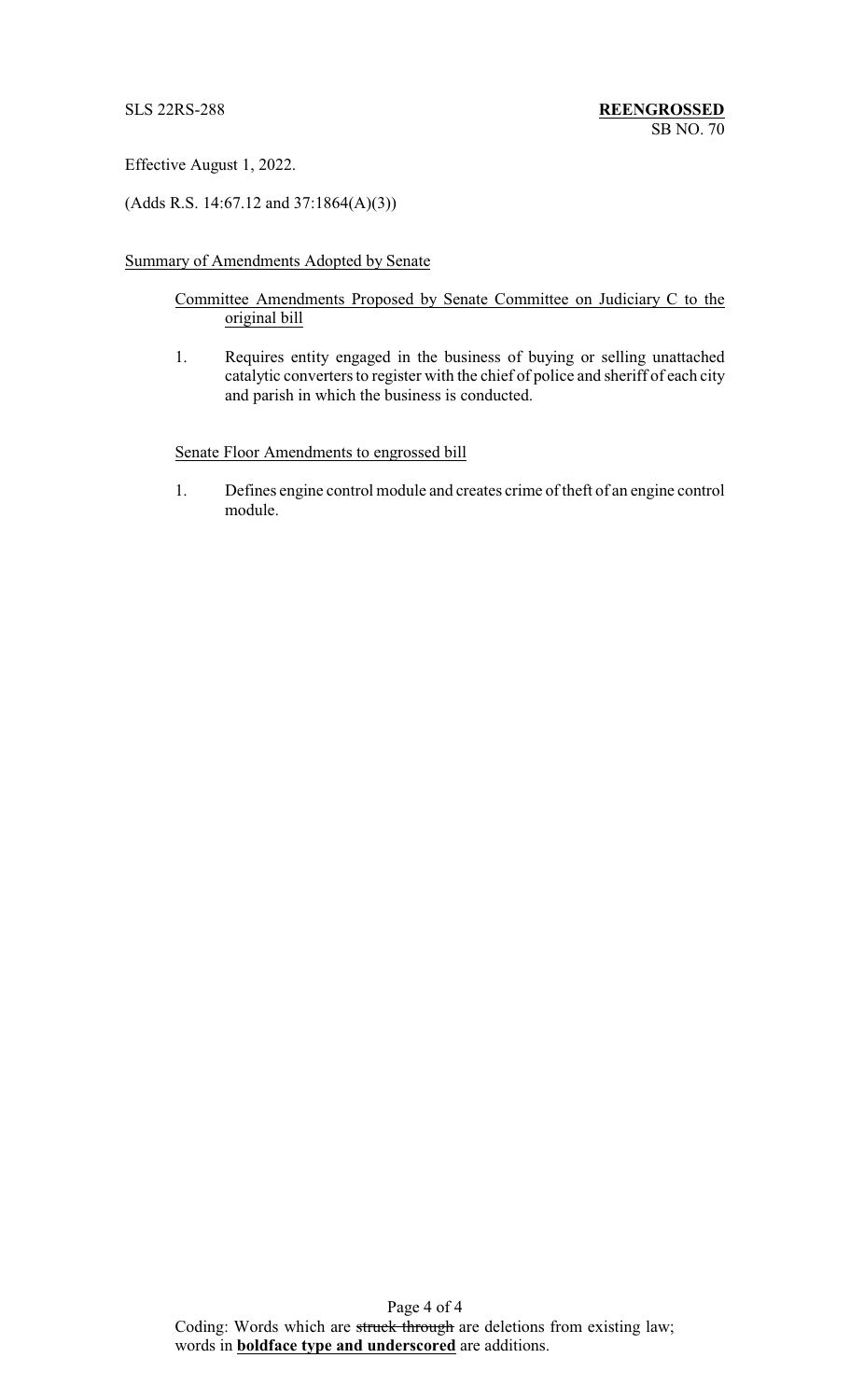Effective August 1, 2022.

(Adds R.S. 14:67.12 and 37:1864(A)(3))

Summary of Amendments Adopted by Senate

Committee Amendments Proposed by Senate Committee on Judiciary C to the original bill

1. Requires entity engaged in the business of buying or selling unattached catalytic converters to register with the chief of police and sheriff of each city and parish in which the business is conducted.

Senate Floor Amendments to engrossed bill

1. Defines engine control module and creates crime of theft of an engine control module.